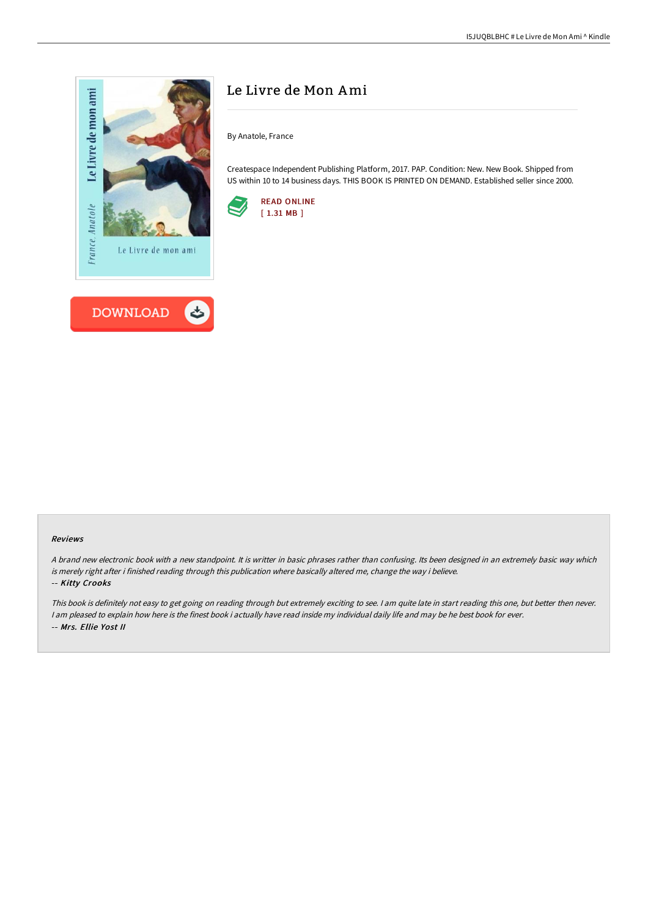# Le Livre de Mon Ami

By Anatole, France

Createspace Independent Publishing Platform, 2017. PAP. Condition: New. New Book. Shipped from US within 10 to 14 business days. THIS BOOK IS PRINTED ON DEMAND. Established seller since 2000.

READ ONLINE
[ 1.31 MB ]

DOWNLOAD

### Reviews

*A brand new electronic book with a new standpoint. It is writter in basic phrases rather than confusing. Its been designed in an extremely basic way which is merely right after i finished reading through this publication where basically altered me, change the way i believe.*

*-- **Kitty Crooks***

*This book is definitely not easy to get going on reading through but extremely exciting to see. I am quite late in start reading this one, but better then never. I am pleased to explain how here is the finest book i actually have read inside my individual daily life and may be he best book for ever.*

*-- **Mrs. Ellie Yost II***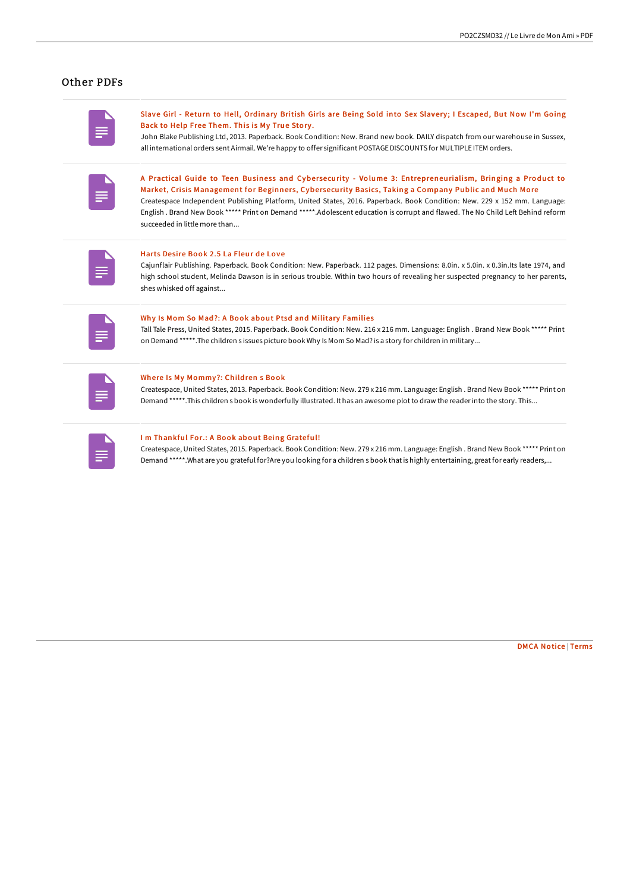## Other PDFs

**Slave Girl - Return to Hell, Ordinary British Girls are Being Sold into Sex Slavery; I Escaped, But Now I'm Going Back to Help Free Them. This is My True Story.**

John Blake Publishing Ltd, 2013. Paperback. Book Condition: New. Brand new book. DAILY dispatch from our warehouse in Sussex, all international orders sent Airmail. We're happy to offer significant POSTAGE DISCOUNTS for MULTIPLE ITEM orders.

**A Practical Guide to Teen Business and Cybersecurity - Volume 3: Entrepreneurialism, Bringing a Product to Market, Crisis Management for Beginners, Cybersecurity Basics, Taking a Company Public and Much More**

Createspace Independent Publishing Platform, United States, 2016. Paperback. Book Condition: New. 229 x 152 mm. Language: English . Brand New Book ***** Print on Demand *****.Adolescent education is corrupt and flawed. The No Child Left Behind reform succeeded in little more than...

**Harts Desire Book 2.5 La Fleur de Love**

Cajunflair Publishing. Paperback. Book Condition: New. Paperback. 112 pages. Dimensions: 8.0in. x 5.0in. x 0.3in.Its late 1974, and high school student, Melinda Dawson is in serious trouble. Within two hours of revealing her suspected pregnancy to her parents, shes whisked off against...

**Why Is Mom So Mad?: A Book about Ptsd and Military Families**

Tall Tale Press, United States, 2015. Paperback. Book Condition: New. 216 x 216 mm. Language: English . Brand New Book ***** Print on Demand *****.The children s issues picture book Why Is Mom So Mad? is a story for children in military...

**Where Is My Mommy?: Children s Book**

Createspace, United States, 2013. Paperback. Book Condition: New. 279 x 216 mm. Language: English . Brand New Book ***** Print on Demand *****.This children s book is wonderfully illustrated. It has an awesome plot to draw the reader into the story. This...

**I m Thankful For.: A Book about Being Grateful!**

Createspace, United States, 2015. Paperback. Book Condition: New. 279 x 216 mm. Language: English . Brand New Book ***** Print on Demand *****.What are you grateful for?Are you looking for a children s book that is highly entertaining, great for early readers,...